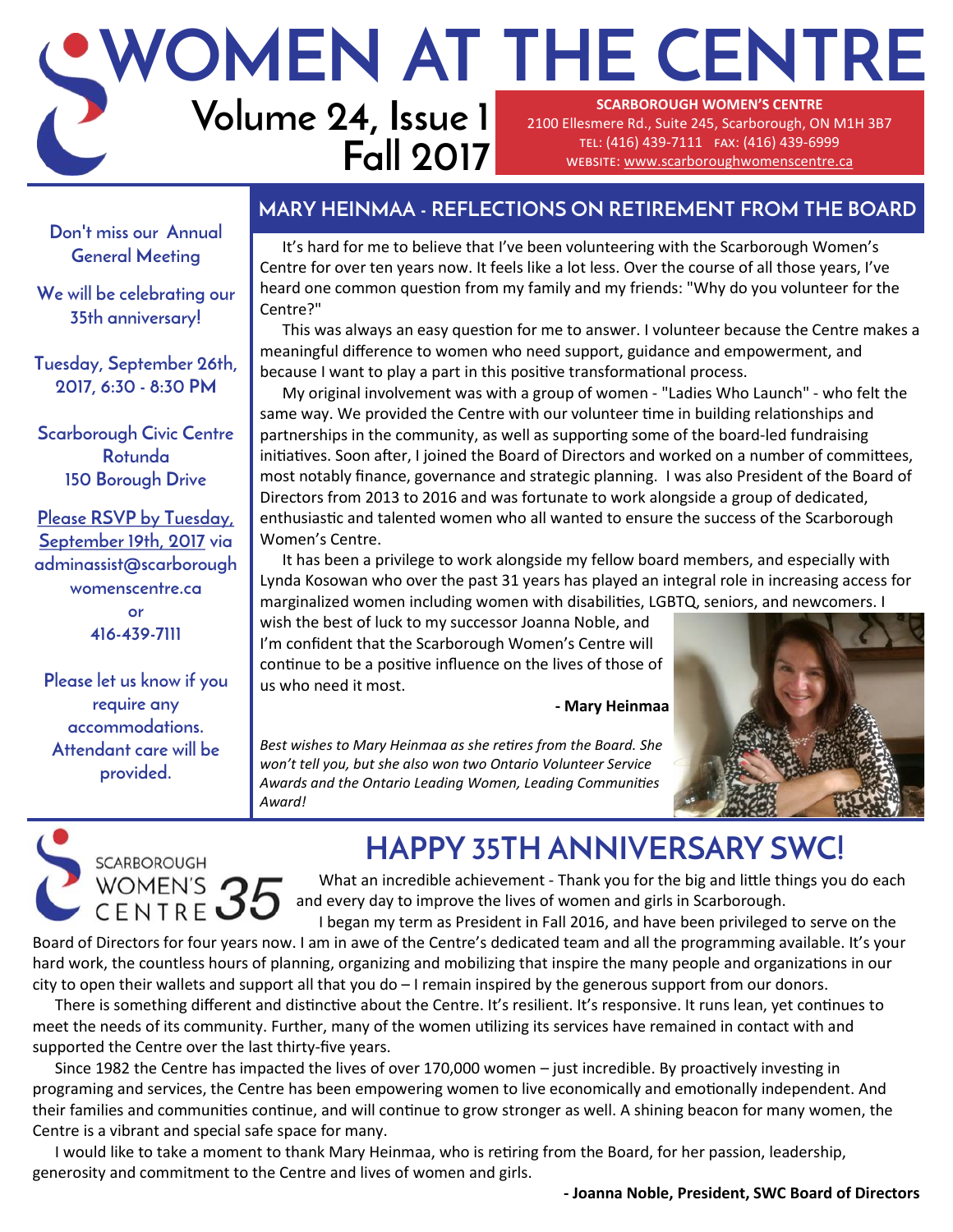# WOMEN AT THE CENTRE

**Volume 24, Issue 1**
**Fall 2017**

**SCARBOROUGH WOMEN'S CENTRE**
2100 Ellesmere Rd., Suite 245, Scarborough, ON M1H 3B7
TEL: (416) 439-7111 FAX: (416) 439-6999
WEBSITE: www.scarboroughwomenscentre.ca

Don't miss our Annual General Meeting

We will be celebrating our 35th anniversary!

Tuesday, September 26th, 2017, 6:30 - 8:30 PM

Scarborough Civic Centre Rotunda
150 Borough Drive

Please RSVP by Tuesday, September 19th, 2017 via adminassist@scarboroughwomenscentre.ca or 416-439-7111

Please let us know if you require any accommodations. Attendant care will be provided.

## MARY HEINMAA - REFLECTIONS ON RETIREMENT FROM THE BOARD

It's hard for me to believe that I've been volunteering with the Scarborough Women's Centre for over ten years now. It feels like a lot less. Over the course of all those years, I've heard one common question from my family and my friends: "Why do you volunteer for the Centre?"

This was always an easy question for me to answer. I volunteer because the Centre makes a meaningful difference to women who need support, guidance and empowerment, and because I want to play a part in this positive transformational process.

My original involvement was with a group of women - "Ladies Who Launch" - who felt the same way. We provided the Centre with our volunteer time in building relationships and partnerships in the community, as well as supporting some of the board-led fundraising initiatives. Soon after, I joined the Board of Directors and worked on a number of committees, most notably finance, governance and strategic planning. I was also President of the Board of Directors from 2013 to 2016 and was fortunate to work alongside a group of dedicated, enthusiastic and talented women who all wanted to ensure the success of the Scarborough Women's Centre.

It has been a privilege to work alongside my fellow board members, and especially with Lynda Kosowan who over the past 31 years has played an integral role in increasing access for marginalized women including women with disabilities, LGBTQ, seniors, and newcomers. I wish the best of luck to my successor Joanna Noble, and I'm confident that the Scarborough Women's Centre will continue to be a positive influence on the lives of those of us who need it most.

**- Mary Heinmaa**

*Best wishes to Mary Heinmaa as she retires from the Board. She won't tell you, but she also won two Ontario Volunteer Service Awards and the Ontario Leading Women, Leading Communities Award!*

## HAPPY 35TH ANNIVERSARY SWC!

What an incredible achievement - Thank you for the big and little things you do each and every day to improve the lives of women and girls in Scarborough.

I began my term as President in Fall 2016, and have been privileged to serve on the Board of Directors for four years now. I am in awe of the Centre's dedicated team and all the programming available. It's your hard work, the countless hours of planning, organizing and mobilizing that inspire the many people and organizations in our city to open their wallets and support all that you do – I remain inspired by the generous support from our donors.

There is something different and distinctive about the Centre. It's resilient. It's responsive. It runs lean, yet continues to meet the needs of its community. Further, many of the women utilizing its services have remained in contact with and supported the Centre over the last thirty-five years.

Since 1982 the Centre has impacted the lives of over 170,000 women – just incredible. By proactively investing in programing and services, the Centre has been empowering women to live economically and emotionally independent. And their families and communities continue, and will continue to grow stronger as well. A shining beacon for many women, the Centre is a vibrant and special safe space for many.

I would like to take a moment to thank Mary Heinmaa, who is retiring from the Board, for her passion, leadership, generosity and commitment to the Centre and lives of women and girls.

**- Joanna Noble, President, SWC Board of Directors**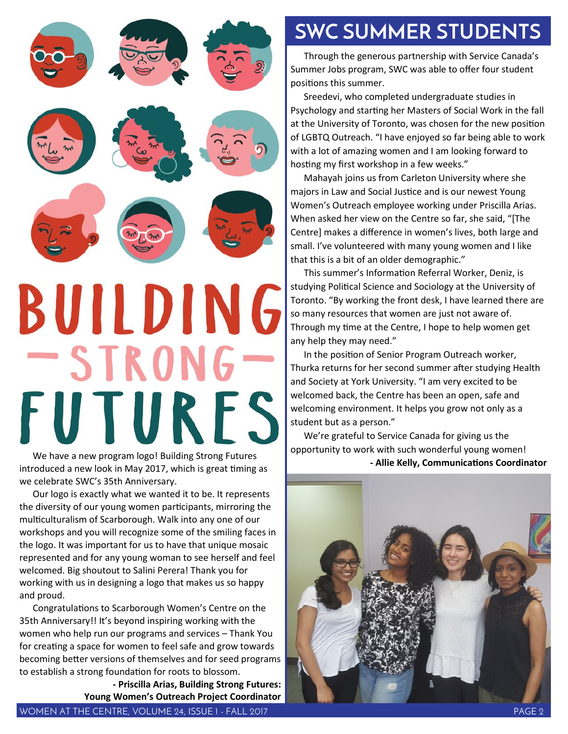# BUILDING — STRONG — FUTURES

We have a new program logo! Building Strong Futures introduced a new look in May 2017, which is great timing as we celebrate SWC's 35th Anniversary.

Our logo is exactly what we wanted it to be. It represents the diversity of our young women participants, mirroring the multiculturalism of Scarborough. Walk into any one of our workshops and you will recognize some of the smiling faces in the logo. It was important for us to have that unique mosaic represented and for any young woman to see herself and feel welcomed. Big shoutout to Salini Perera! Thank you for working with us in designing a logo that makes us so happy and proud.

Congratulations to Scarborough Women's Centre on the 35th Anniversary!! It's beyond inspiring working with the women who help run our programs and services – Thank You for creating a space for women to feel safe and grow towards becoming better versions of themselves and for seed programs to establish a strong foundation for roots to blossom.

**- Priscilla Arias, Building Strong Futures: Young Women's Outreach Project Coordinator**

# SWC SUMMER STUDENTS

Through the generous partnership with Service Canada's Summer Jobs program, SWC was able to offer four student positions this summer.

Sreedevi, who completed undergraduate studies in Psychology and starting her Masters of Social Work in the fall at the University of Toronto, was chosen for the new position of LGBTQ Outreach. "I have enjoyed so far being able to work with a lot of amazing women and I am looking forward to hosting my first workshop in a few weeks."

Mahayah joins us from Carleton University where she majors in Law and Social Justice and is our newest Young Women's Outreach employee working under Priscilla Arias. When asked her view on the Centre so far, she said, "[The Centre] makes a difference in women's lives, both large and small. I've volunteered with many young women and I like that this is a bit of an older demographic."

This summer's Information Referral Worker, Deniz, is studying Political Science and Sociology at the University of Toronto. "By working the front desk, I have learned there are so many resources that women are just not aware of. Through my time at the Centre, I hope to help women get any help they may need."

In the position of Senior Program Outreach worker, Thurka returns for her second summer after studying Health and Society at York University. "I am very excited to be welcomed back, the Centre has been an open, safe and welcoming environment. It helps you grow not only as a student but as a person."

We're grateful to Service Canada for giving us the opportunity to work with such wonderful young women!

**- Allie Kelly, Communications Coordinator**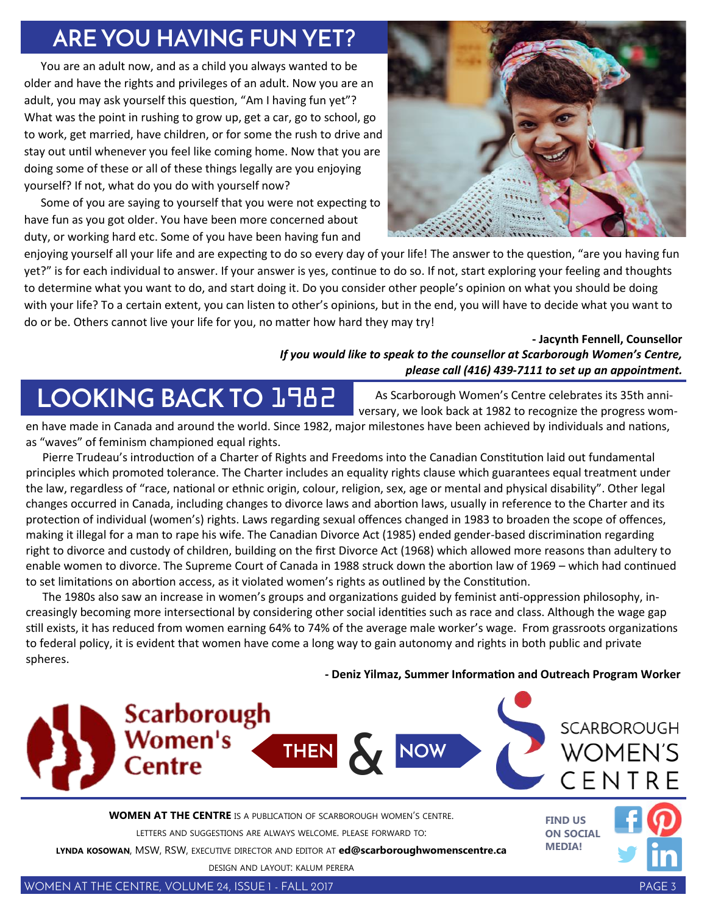## ARE YOU HAVING FUN YET?

You are an adult now, and as a child you always wanted to be older and have the rights and privileges of an adult. Now you are an adult, you may ask yourself this question, "Am I having fun yet"? What was the point in rushing to grow up, get a car, go to school, go to work, get married, have children, or for some the rush to drive and stay out until whenever you feel like coming home. Now that you are doing some of these or all of these things legally are you enjoying yourself? If not, what do you do with yourself now?

Some of you are saying to yourself that you were not expecting to have fun as you got older. You have been more concerned about duty, or working hard etc. Some of you have been having fun and enjoying yourself all your life and are expecting to do so every day of your life! The answer to the question, "are you having fun yet?" is for each individual to answer. If your answer is yes, continue to do so. If not, start exploring your feeling and thoughts to determine what you want to do, and start doing it. Do you consider other people's opinion on what you should be doing with your life? To a certain extent, you can listen to other's opinions, but in the end, you will have to decide what you want to do or be. Others cannot live your life for you, no matter how hard they may try!

**- Jacynth Fennell, Counsellor**

***If you would like to speak to the counsellor at Scarborough Women's Centre, please call (416) 439-7111 to set up an appointment.***

## LOOKING BACK TO 1982

As Scarborough Women's Centre celebrates its 35th anniversary, we look back at 1982 to recognize the progress women have made in Canada and around the world. Since 1982, major milestones have been achieved by individuals and nations, as "waves" of feminism championed equal rights.

Pierre Trudeau's introduction of a Charter of Rights and Freedoms into the Canadian Constitution laid out fundamental principles which promoted tolerance. The Charter includes an equality rights clause which guarantees equal treatment under the law, regardless of "race, national or ethnic origin, colour, religion, sex, age or mental and physical disability". Other legal changes occurred in Canada, including changes to divorce laws and abortion laws, usually in reference to the Charter and its protection of individual (women's) rights. Laws regarding sexual offences changed in 1983 to broaden the scope of offences, making it illegal for a man to rape his wife. The Canadian Divorce Act (1985) ended gender-based discrimination regarding right to divorce and custody of children, building on the first Divorce Act (1968) which allowed more reasons than adultery to enable women to divorce. The Supreme Court of Canada in 1988 struck down the abortion law of 1969 – which had continued to set limitations on abortion access, as it violated women's rights as outlined by the Constitution.

The 1980s also saw an increase in women's groups and organizations guided by feminist anti-oppression philosophy, increasingly becoming more intersectional by considering other social identities such as race and class. Although the wage gap still exists, it has reduced from women earning 64% to 74% of the average male worker's wage. From grassroots organizations to federal policy, it is evident that women have come a long way to gain autonomy and rights in both public and private spheres.

**- Deniz Yilmaz, Summer Information and Outreach Program Worker**

Scarborough Women's Centre THEN & NOW SCARBOROUGH WOMEN'S CENTRE

**WOMEN AT THE CENTRE** IS A PUBLICATION OF SCARBOROUGH WOMEN'S CENTRE.
LETTERS AND SUGGESTIONS ARE ALWAYS WELCOME. PLEASE FORWARD TO:
**LYNDA KOSOWAN**, MSW, RSW, EXECUTIVE DIRECTOR AND EDITOR AT **ed@scarboroughwomenscentre.ca**
DESIGN AND LAYOUT: KALUM PERERA

**FIND US ON SOCIAL MEDIA!**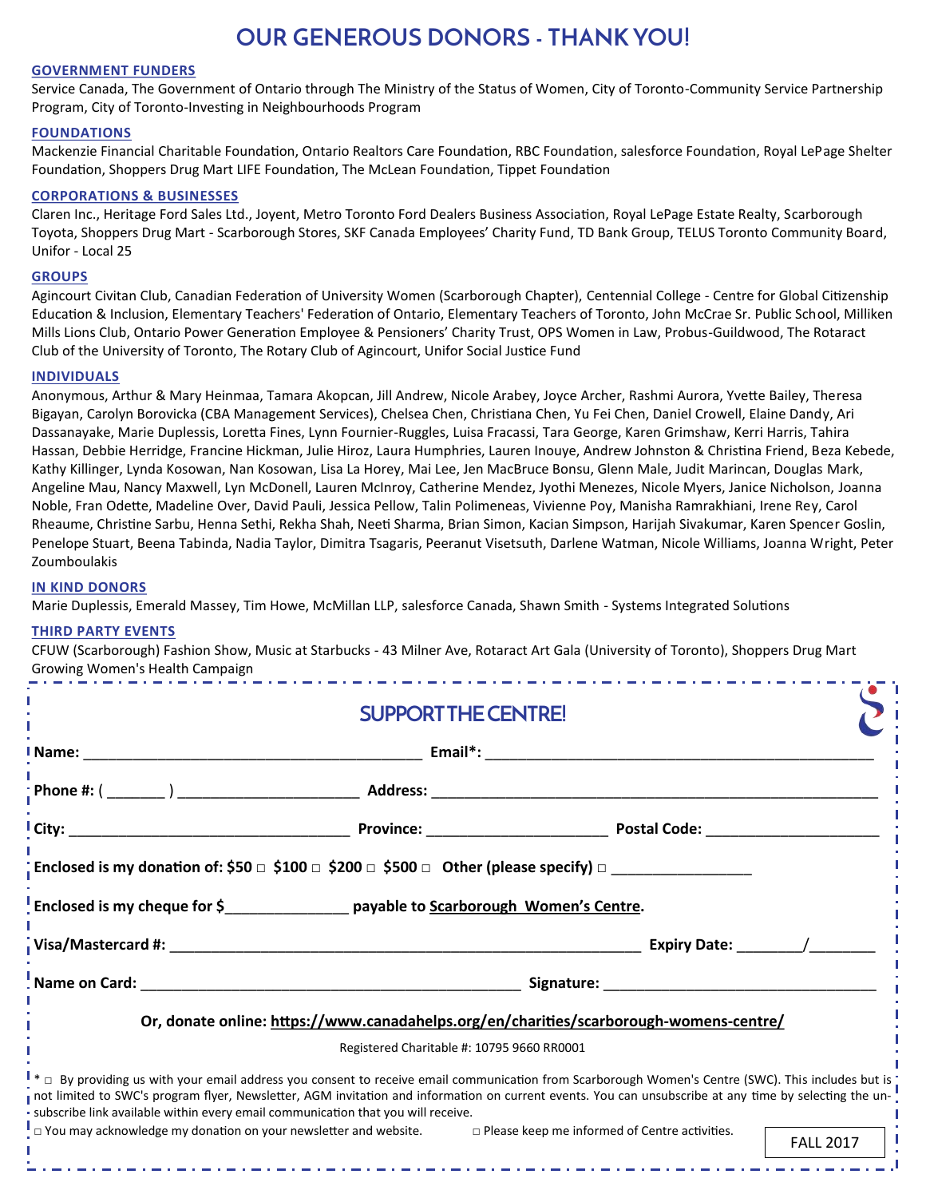# OUR GENEROUS DONORS - THANK YOU!

### GOVERNMENT FUNDERS

Service Canada, The Government of Ontario through The Ministry of the Status of Women, City of Toronto-Community Service Partnership Program, City of Toronto-Investing in Neighbourhoods Program

### FOUNDATIONS

Mackenzie Financial Charitable Foundation, Ontario Realtors Care Foundation, RBC Foundation, salesforce Foundation, Royal LePage Shelter Foundation, Shoppers Drug Mart LIFE Foundation, The McLean Foundation, Tippet Foundation

### CORPORATIONS & BUSINESSES

Claren Inc., Heritage Ford Sales Ltd., Joyent, Metro Toronto Ford Dealers Business Association, Royal LePage Estate Realty, Scarborough Toyota, Shoppers Drug Mart - Scarborough Stores, SKF Canada Employees' Charity Fund, TD Bank Group, TELUS Toronto Community Board, Unifor - Local 25

### GROUPS

Agincourt Civitan Club, Canadian Federation of University Women (Scarborough Chapter), Centennial College - Centre for Global Citizenship Education & Inclusion, Elementary Teachers' Federation of Ontario, Elementary Teachers of Toronto, John McCrae Sr. Public School, Milliken Mills Lions Club, Ontario Power Generation Employee & Pensioners' Charity Trust, OPS Women in Law, Probus-Guildwood, The Rotaract Club of the University of Toronto, The Rotary Club of Agincourt, Unifor Social Justice Fund

### INDIVIDUALS

Anonymous, Arthur & Mary Heinmaa, Tamara Akopcan, Jill Andrew, Nicole Arabey, Joyce Archer, Rashmi Aurora, Yvette Bailey, Theresa Bigayan, Carolyn Borovicka (CBA Management Services), Chelsea Chen, Christiana Chen, Yu Fei Chen, Daniel Crowell, Elaine Dandy, Ari Dassanayake, Marie Duplessis, Loretta Fines, Lynn Fournier-Ruggles, Luisa Fracassi, Tara George, Karen Grimshaw, Kerri Harris, Tahira Hassan, Debbie Herridge, Francine Hickman, Julie Hiroz, Laura Humphries, Lauren Inouye, Andrew Johnston & Christina Friend, Beza Kebede, Kathy Killinger, Lynda Kosowan, Nan Kosowan, Lisa La Horey, Mai Lee, Jen MacBruce Bonsu, Glenn Male, Judit Marincan, Douglas Mark, Angeline Mau, Nancy Maxwell, Lyn McDonell, Lauren McInroy, Catherine Mendez, Jyothi Menezes, Nicole Myers, Janice Nicholson, Joanna Noble, Fran Odette, Madeline Over, David Pauli, Jessica Pellow, Talin Polimeneas, Vivienne Poy, Manisha Ramrakhiani, Irene Rey, Carol Rheaume, Christine Sarbu, Henna Sethi, Rekha Shah, Neeti Sharma, Brian Simon, Kacian Simpson, Harijah Sivakumar, Karen Spencer Goslin, Penelope Stuart, Beena Tabinda, Nadia Taylor, Dimitra Tsagaris, Peeranut Visetsuth, Darlene Watman, Nicole Williams, Joanna Wright, Peter Zoumboulakis

### IN KIND DONORS

Marie Duplessis, Emerald Massey, Tim Howe, McMillan LLP, salesforce Canada, Shawn Smith - Systems Integrated Solutions

### THIRD PARTY EVENTS

CFUW (Scarborough) Fashion Show, Music at Starbucks - 43 Milner Ave, Rotaract Art Gala (University of Toronto), Shoppers Drug Mart Growing Women's Health Campaign

## SUPPORT THE CENTRE!

**Name:** ______________________ **Email*:** ______________________

**Phone #:** ( _______ ) ______________________ **Address:** ______________________

**City:** ______________________ **Province:** ______________________ **Postal Code:** ______________________

**Enclosed is my donation of: $50 □ $100 □ $200 □ $500 □ Other (please specify) □** ________________

**Enclosed is my cheque for $**______________ **payable to Scarborough Women's Centre.**

**Visa/Mastercard #:** ______________________ **Expiry Date:** ________/________

**Name on Card:** ______________________ **Signature:** ______________________

**Or, donate online: https://www.canadahelps.org/en/charities/scarborough-womens-centre/**

Registered Charitable #: 10795 9660 RR0001

* □ By providing us with your email address you consent to receive email communication from Scarborough Women's Centre (SWC). This includes but is not limited to SWC's program flyer, Newsletter, AGM invitation and information on current events. You can unsubscribe at any time by selecting the unsubscribe link available within every email communication that you will receive.

□ You may acknowledge my donation on your newsletter and website. □ Please keep me informed of Centre activities.

FALL 2017